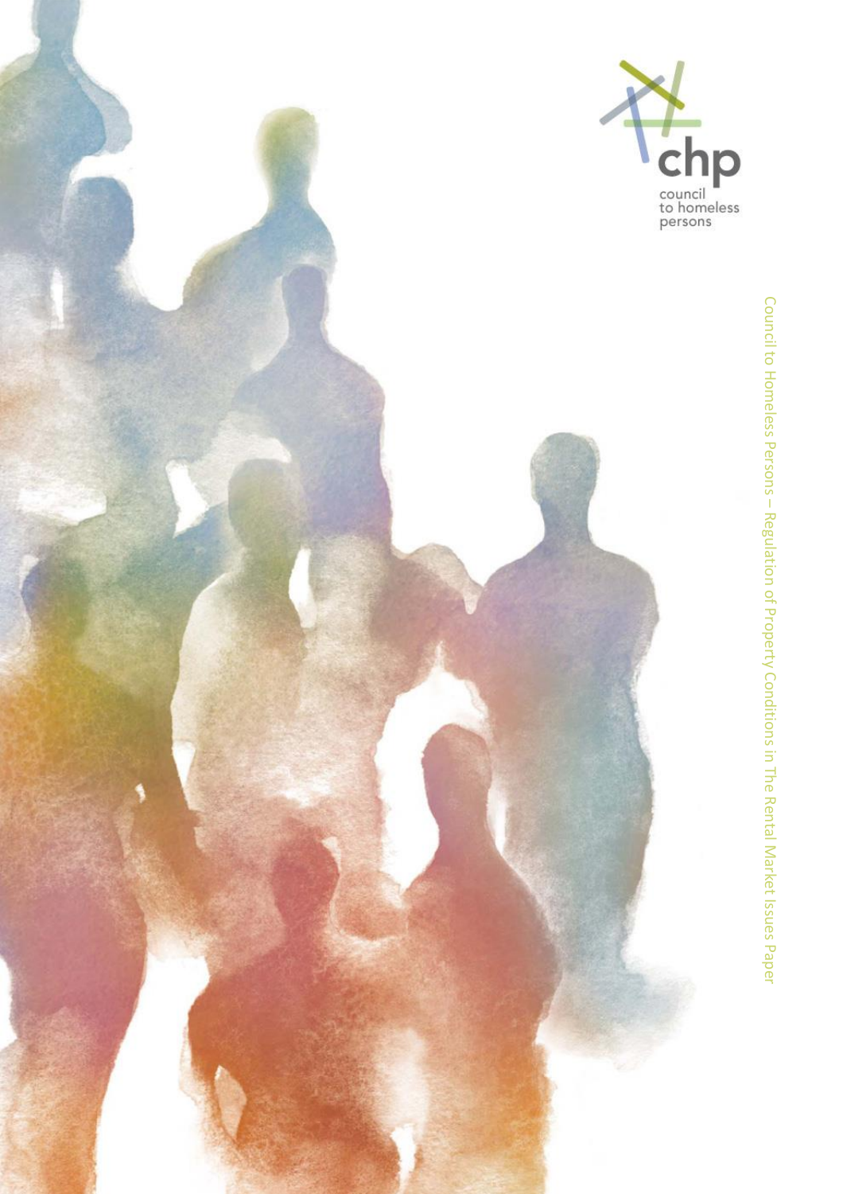chp

council to homeless persons

Council to Homeless Persons – Regulation of Property Conditions in The Rental Market Issues Paper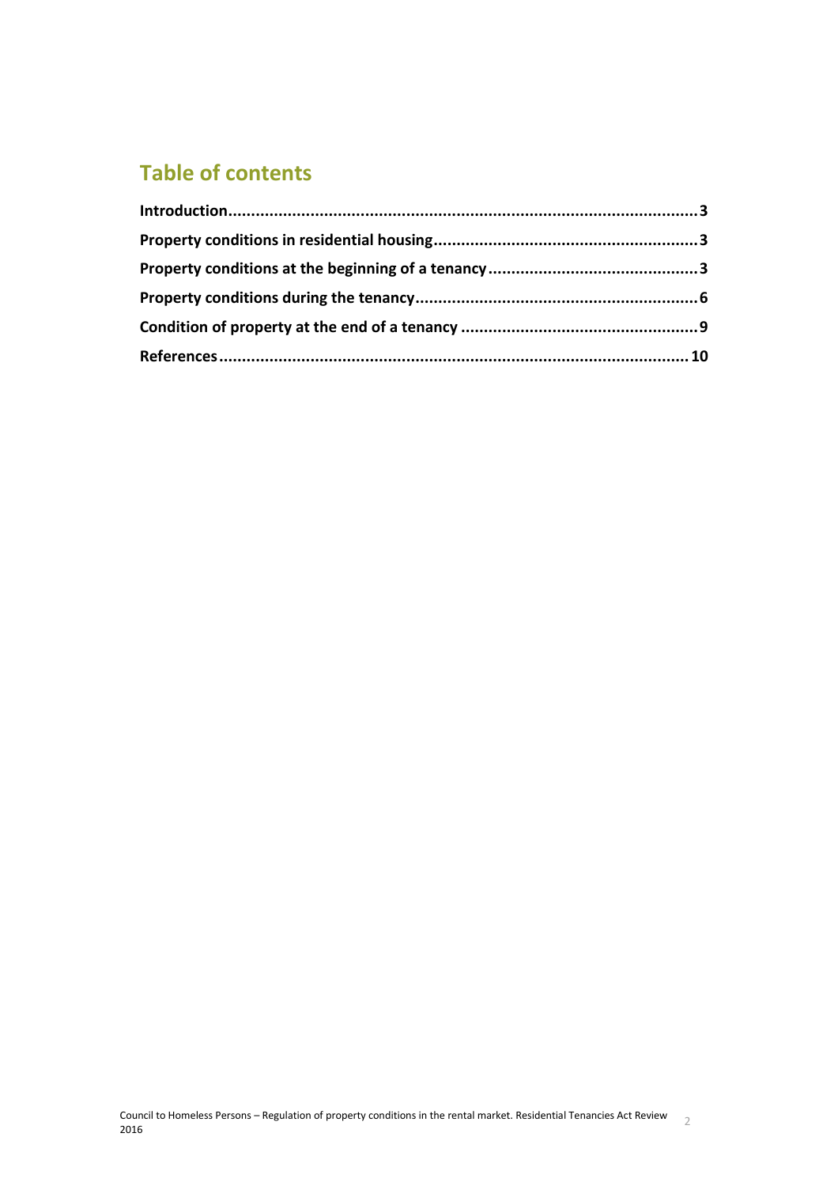## Table of contents

**Introduction....................................................................................................3**

**Property conditions in residential housing.........................................................3**

**Property conditions at the beginning of a tenancy..............................................3**

**Property conditions during the tenancy..............................................................6**

**Condition of property at the end of a tenancy ....................................................9**

**References.....................................................................................................10**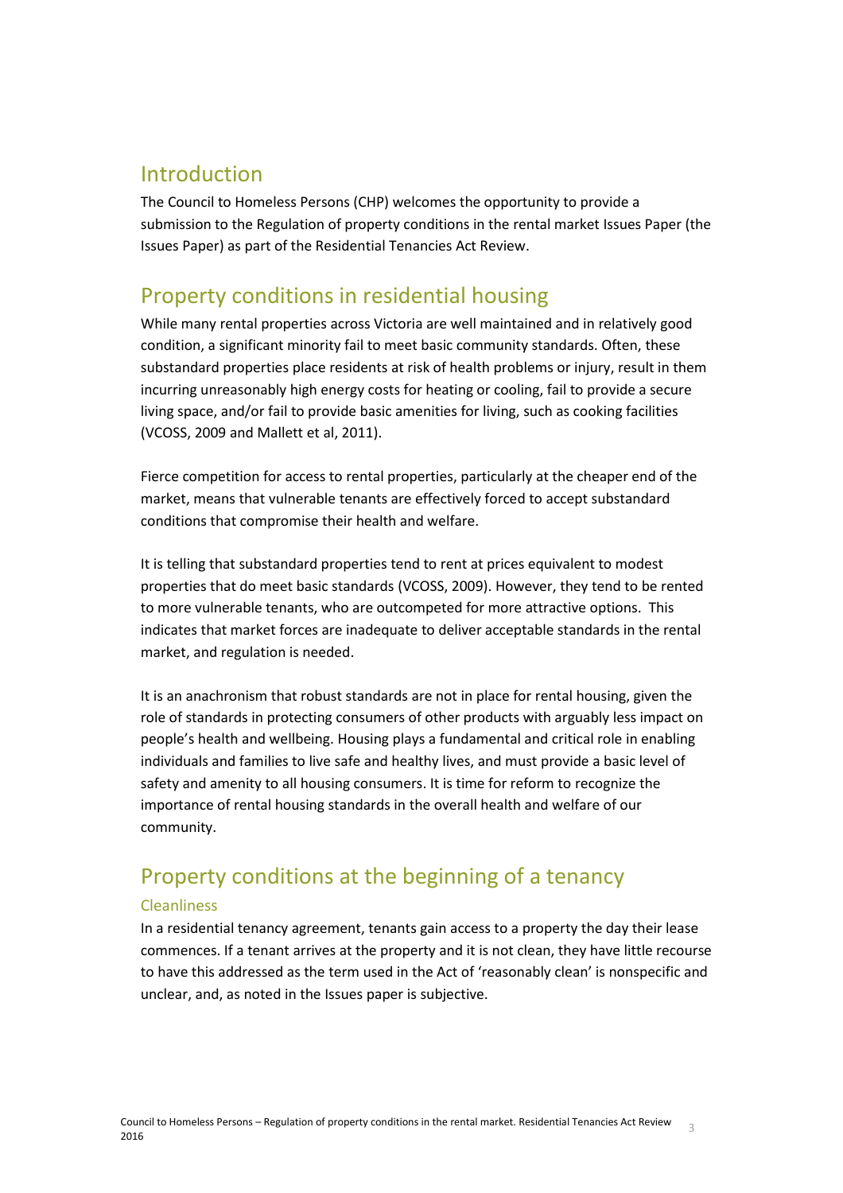## Introduction

The Council to Homeless Persons (CHP) welcomes the opportunity to provide a submission to the Regulation of property conditions in the rental market Issues Paper (the Issues Paper) as part of the Residential Tenancies Act Review.

## Property conditions in residential housing

While many rental properties across Victoria are well maintained and in relatively good condition, a significant minority fail to meet basic community standards. Often, these substandard properties place residents at risk of health problems or injury, result in them incurring unreasonably high energy costs for heating or cooling, fail to provide a secure living space, and/or fail to provide basic amenities for living, such as cooking facilities (VCOSS, 2009 and Mallett et al, 2011).

Fierce competition for access to rental properties, particularly at the cheaper end of the market, means that vulnerable tenants are effectively forced to accept substandard conditions that compromise their health and welfare.

It is telling that substandard properties tend to rent at prices equivalent to modest properties that do meet basic standards (VCOSS, 2009). However, they tend to be rented to more vulnerable tenants, who are outcompeted for more attractive options. This indicates that market forces are inadequate to deliver acceptable standards in the rental market, and regulation is needed.

It is an anachronism that robust standards are not in place for rental housing, given the role of standards in protecting consumers of other products with arguably less impact on people's health and wellbeing. Housing plays a fundamental and critical role in enabling individuals and families to live safe and healthy lives, and must provide a basic level of safety and amenity to all housing consumers. It is time for reform to recognize the importance of rental housing standards in the overall health and welfare of our community.

## Property conditions at the beginning of a tenancy

### Cleanliness

In a residential tenancy agreement, tenants gain access to a property the day their lease commences. If a tenant arrives at the property and it is not clean, they have little recourse to have this addressed as the term used in the Act of 'reasonably clean' is nonspecific and unclear, and, as noted in the Issues paper is subjective.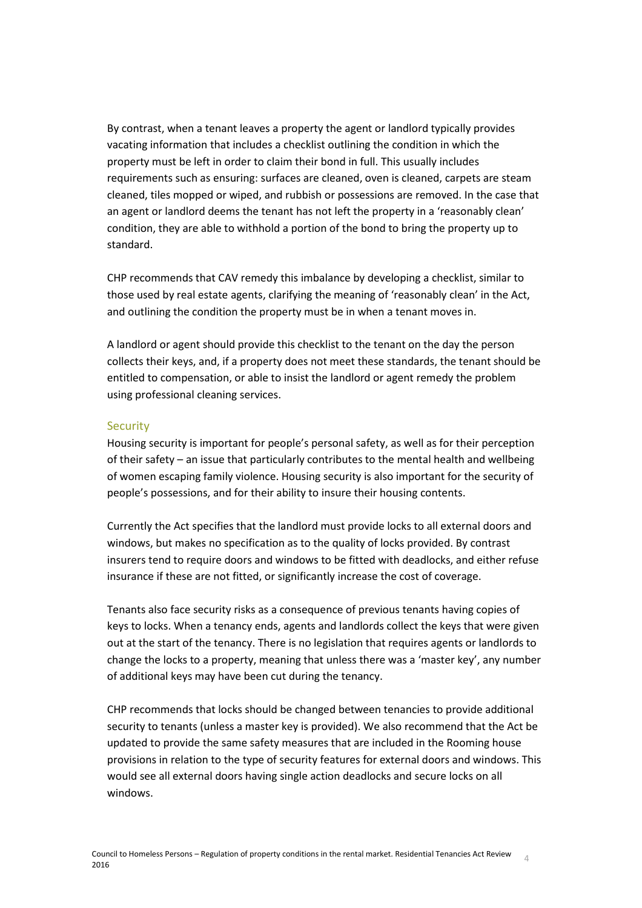By contrast, when a tenant leaves a property the agent or landlord typically provides vacating information that includes a checklist outlining the condition in which the property must be left in order to claim their bond in full. This usually includes requirements such as ensuring: surfaces are cleaned, oven is cleaned, carpets are steam cleaned, tiles mopped or wiped, and rubbish or possessions are removed. In the case that an agent or landlord deems the tenant has not left the property in a 'reasonably clean' condition, they are able to withhold a portion of the bond to bring the property up to standard.

CHP recommends that CAV remedy this imbalance by developing a checklist, similar to those used by real estate agents, clarifying the meaning of 'reasonably clean' in the Act, and outlining the condition the property must be in when a tenant moves in.

A landlord or agent should provide this checklist to the tenant on the day the person collects their keys, and, if a property does not meet these standards, the tenant should be entitled to compensation, or able to insist the landlord or agent remedy the problem using professional cleaning services.

## Security

Housing security is important for people's personal safety, as well as for their perception of their safety – an issue that particularly contributes to the mental health and wellbeing of women escaping family violence. Housing security is also important for the security of people's possessions, and for their ability to insure their housing contents.

Currently the Act specifies that the landlord must provide locks to all external doors and windows, but makes no specification as to the quality of locks provided. By contrast insurers tend to require doors and windows to be fitted with deadlocks, and either refuse insurance if these are not fitted, or significantly increase the cost of coverage.

Tenants also face security risks as a consequence of previous tenants having copies of keys to locks. When a tenancy ends, agents and landlords collect the keys that were given out at the start of the tenancy. There is no legislation that requires agents or landlords to change the locks to a property, meaning that unless there was a 'master key', any number of additional keys may have been cut during the tenancy.

CHP recommends that locks should be changed between tenancies to provide additional security to tenants (unless a master key is provided). We also recommend that the Act be updated to provide the same safety measures that are included in the Rooming house provisions in relation to the type of security features for external doors and windows. This would see all external doors having single action deadlocks and secure locks on all windows.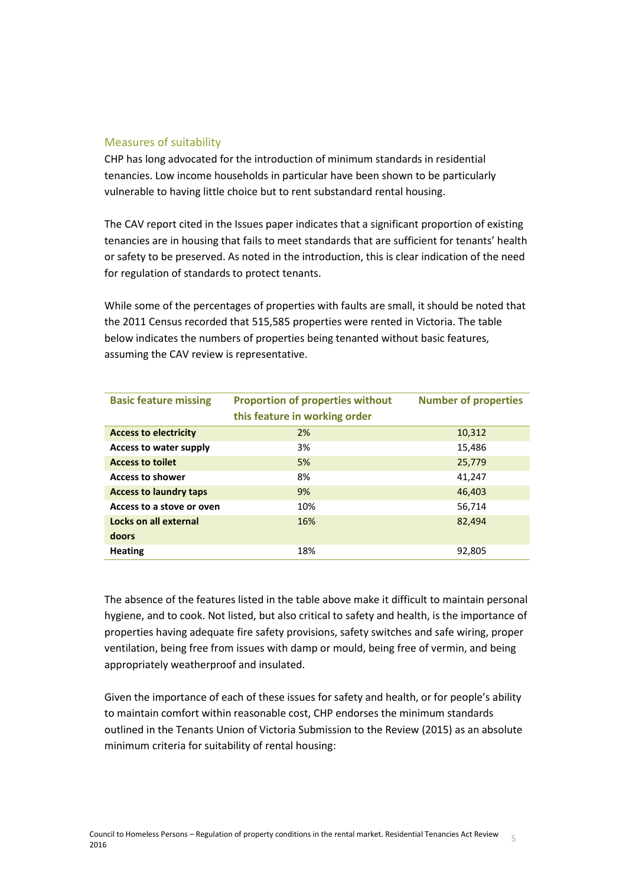## Measures of suitability

CHP has long advocated for the introduction of minimum standards in residential tenancies. Low income households in particular have been shown to be particularly vulnerable to having little choice but to rent substandard rental housing.

The CAV report cited in the Issues paper indicates that a significant proportion of existing tenancies are in housing that fails to meet standards that are sufficient for tenants' health or safety to be preserved. As noted in the introduction, this is clear indication of the need for regulation of standards to protect tenants.

While some of the percentages of properties with faults are small, it should be noted that the 2011 Census recorded that 515,585 properties were rented in Victoria. The table below indicates the numbers of properties being tenanted without basic features, assuming the CAV review is representative.

| Basic feature missing | Proportion of properties without this feature in working order | Number of properties |
|---|---|---|
| **Access to electricity** | 2% | 10,312 |
| **Access to water supply** | 3% | 15,486 |
| **Access to toilet** | 5% | 25,779 |
| **Access to shower** | 8% | 41,247 |
| **Access to laundry taps** | 9% | 46,403 |
| **Access to a stove or oven** | 10% | 56,714 |
| **Locks on all external doors** | 16% | 82,494 |
| **Heating** | 18% | 92,805 |

The absence of the features listed in the table above make it difficult to maintain personal hygiene, and to cook. Not listed, but also critical to safety and health, is the importance of properties having adequate fire safety provisions, safety switches and safe wiring, proper ventilation, being free from issues with damp or mould, being free of vermin, and being appropriately weatherproof and insulated.

Given the importance of each of these issues for safety and health, or for people's ability to maintain comfort within reasonable cost, CHP endorses the minimum standards outlined in the Tenants Union of Victoria Submission to the Review (2015) as an absolute minimum criteria for suitability of rental housing: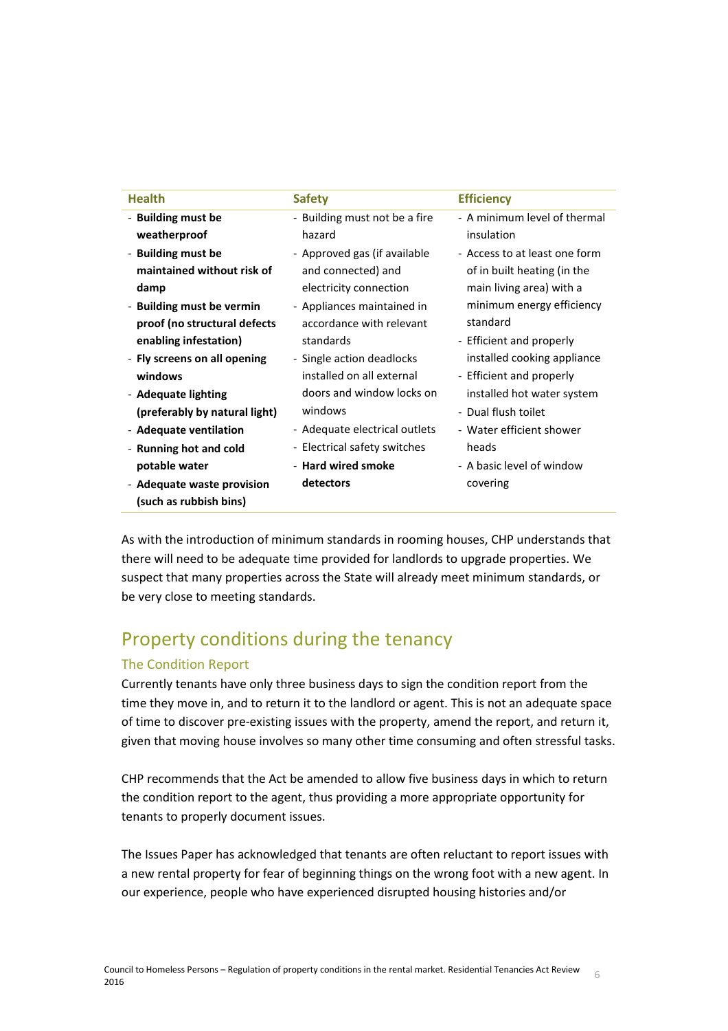| Health | Safety | Efficiency |
|---|---|---|
| - **Building must be weatherproof**<br>- **Building must be maintained without risk of damp**<br>- **Building must be vermin proof (no structural defects enabling infestation)**<br>- **Fly screens on all opening windows**<br>- **Adequate lighting (preferably by natural light)**<br>- **Adequate ventilation**<br>- **Running hot and cold potable water**<br>- **Adequate waste provision (such as rubbish bins)** | - Building must not be a fire hazard<br>- Approved gas (if available and connected) and electricity connection<br>- Appliances maintained in accordance with relevant standards<br>- Single action deadlocks installed on all external doors and window locks on windows<br>- Adequate electrical outlets<br>- Electrical safety switches<br>- **Hard wired smoke detectors** | - A minimum level of thermal insulation<br>- Access to at least one form of in built heating (in the main living area) with a minimum energy efficiency standard<br>- Efficient and properly installed cooking appliance<br>- Efficient and properly installed hot water system<br>- Dual flush toilet<br>- Water efficient shower heads<br>- A basic level of window covering |

As with the introduction of minimum standards in rooming houses, CHP understands that there will need to be adequate time provided for landlords to upgrade properties. We suspect that many properties across the State will already meet minimum standards, or be very close to meeting standards.

## Property conditions during the tenancy

### The Condition Report

Currently tenants have only three business days to sign the condition report from the time they move in, and to return it to the landlord or agent. This is not an adequate space of time to discover pre-existing issues with the property, amend the report, and return it, given that moving house involves so many other time consuming and often stressful tasks.

CHP recommends that the Act be amended to allow five business days in which to return the condition report to the agent, thus providing a more appropriate opportunity for tenants to properly document issues.

The Issues Paper has acknowledged that tenants are often reluctant to report issues with a new rental property for fear of beginning things on the wrong foot with a new agent. In our experience, people who have experienced disrupted housing histories and/or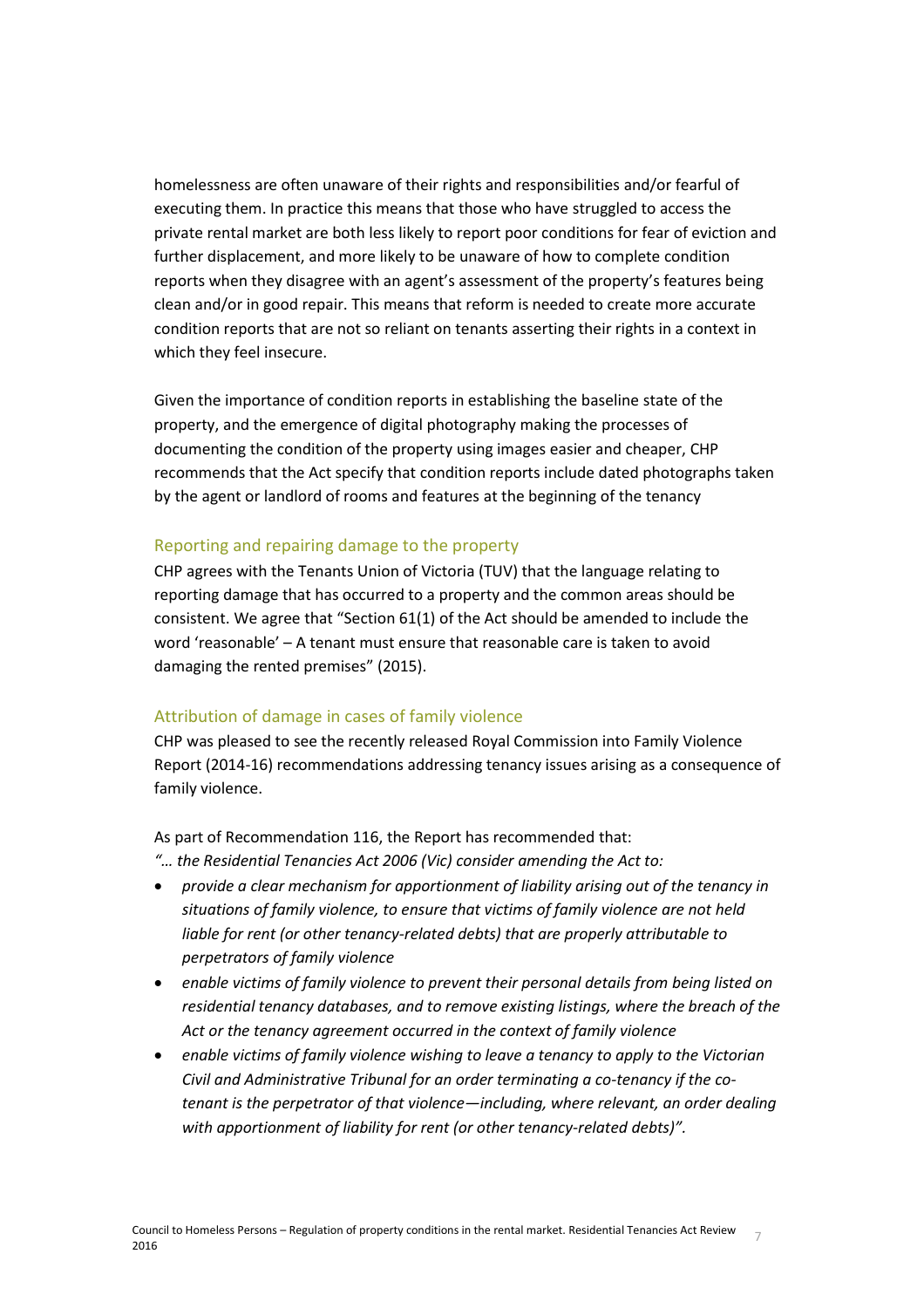homelessness are often unaware of their rights and responsibilities and/or fearful of executing them. In practice this means that those who have struggled to access the private rental market are both less likely to report poor conditions for fear of eviction and further displacement, and more likely to be unaware of how to complete condition reports when they disagree with an agent's assessment of the property's features being clean and/or in good repair. This means that reform is needed to create more accurate condition reports that are not so reliant on tenants asserting their rights in a context in which they feel insecure.

Given the importance of condition reports in establishing the baseline state of the property, and the emergence of digital photography making the processes of documenting the condition of the property using images easier and cheaper, CHP recommends that the Act specify that condition reports include dated photographs taken by the agent or landlord of rooms and features at the beginning of the tenancy

## Reporting and repairing damage to the property

CHP agrees with the Tenants Union of Victoria (TUV) that the language relating to reporting damage that has occurred to a property and the common areas should be consistent. We agree that "Section 61(1) of the Act should be amended to include the word 'reasonable' – A tenant must ensure that reasonable care is taken to avoid damaging the rented premises" (2015).

## Attribution of damage in cases of family violence

CHP was pleased to see the recently released Royal Commission into Family Violence Report (2014-16) recommendations addressing tenancy issues arising as a consequence of family violence.

As part of Recommendation 116, the Report has recommended that:

*"… the Residential Tenancies Act 2006 (Vic) consider amending the Act to:*

- *provide a clear mechanism for apportionment of liability arising out of the tenancy in situations of family violence, to ensure that victims of family violence are not held liable for rent (or other tenancy-related debts) that are properly attributable to perpetrators of family violence*
- *enable victims of family violence to prevent their personal details from being listed on residential tenancy databases, and to remove existing listings, where the breach of the Act or the tenancy agreement occurred in the context of family violence*
- *enable victims of family violence wishing to leave a tenancy to apply to the Victorian Civil and Administrative Tribunal for an order terminating a co-tenancy if the co-tenant is the perpetrator of that violence—including, where relevant, an order dealing with apportionment of liability for rent (or other tenancy-related debts)".*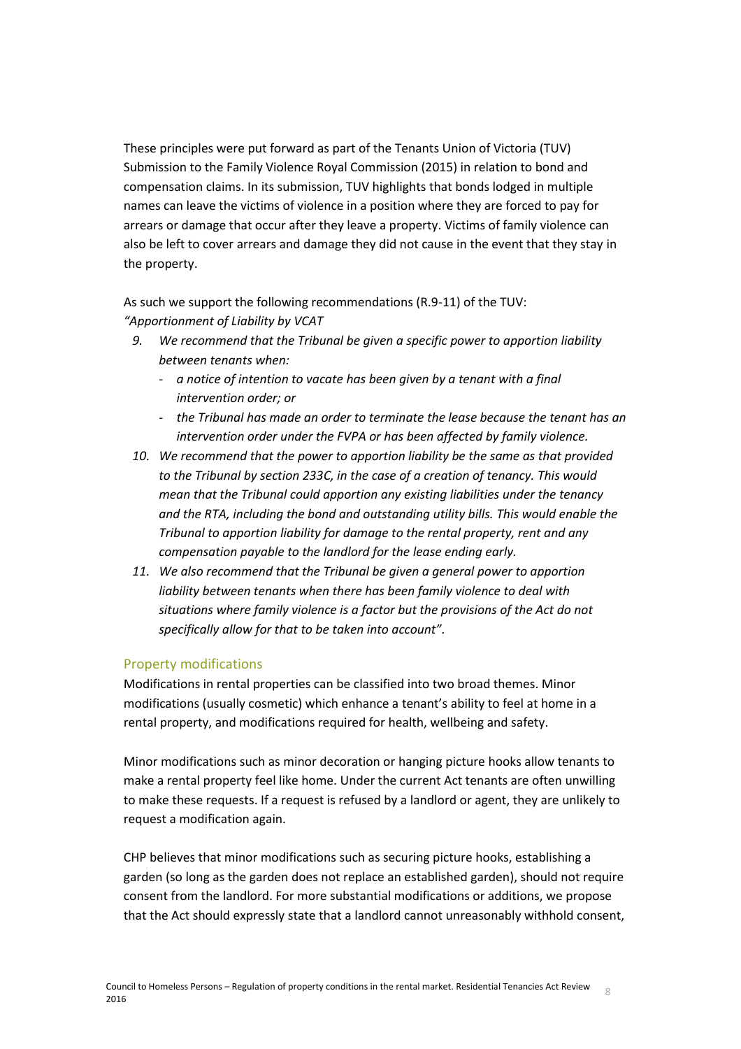These principles were put forward as part of the Tenants Union of Victoria (TUV) Submission to the Family Violence Royal Commission (2015) in relation to bond and compensation claims. In its submission, TUV highlights that bonds lodged in multiple names can leave the victims of violence in a position where they are forced to pay for arrears or damage that occur after they leave a property. Victims of family violence can also be left to cover arrears and damage they did not cause in the event that they stay in the property.

As such we support the following recommendations (R.9-11) of the TUV:
*"Apportionment of Liability by VCAT*

9. *We recommend that the Tribunal be given a specific power to apportion liability between tenants when:*
   - *a notice of intention to vacate has been given by a tenant with a final intervention order; or*
   - *the Tribunal has made an order to terminate the lease because the tenant has an intervention order under the FVPA or has been affected by family violence.*
10. *We recommend that the power to apportion liability be the same as that provided to the Tribunal by section 233C, in the case of a creation of tenancy. This would mean that the Tribunal could apportion any existing liabilities under the tenancy and the RTA, including the bond and outstanding utility bills. This would enable the Tribunal to apportion liability for damage to the rental property, rent and any compensation payable to the landlord for the lease ending early.*
11. *We also recommend that the Tribunal be given a general power to apportion liability between tenants when there has been family violence to deal with situations where family violence is a factor but the provisions of the Act do not specifically allow for that to be taken into account".*

## Property modifications

Modifications in rental properties can be classified into two broad themes. Minor modifications (usually cosmetic) which enhance a tenant's ability to feel at home in a rental property, and modifications required for health, wellbeing and safety.

Minor modifications such as minor decoration or hanging picture hooks allow tenants to make a rental property feel like home. Under the current Act tenants are often unwilling to make these requests. If a request is refused by a landlord or agent, they are unlikely to request a modification again.

CHP believes that minor modifications such as securing picture hooks, establishing a garden (so long as the garden does not replace an established garden), should not require consent from the landlord. For more substantial modifications or additions, we propose that the Act should expressly state that a landlord cannot unreasonably withhold consent,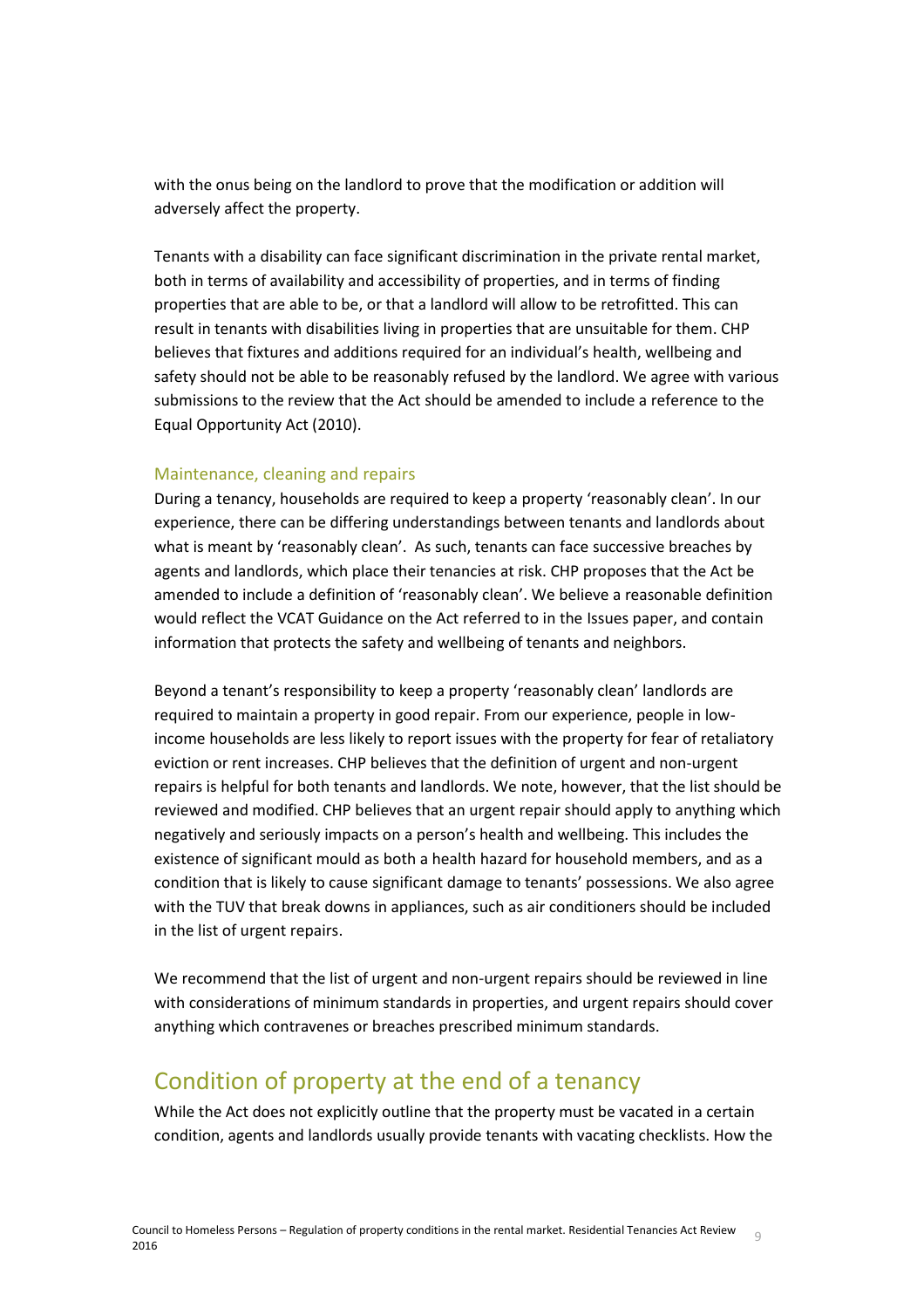with the onus being on the landlord to prove that the modification or addition will adversely affect the property.

Tenants with a disability can face significant discrimination in the private rental market, both in terms of availability and accessibility of properties, and in terms of finding properties that are able to be, or that a landlord will allow to be retrofitted. This can result in tenants with disabilities living in properties that are unsuitable for them. CHP believes that fixtures and additions required for an individual's health, wellbeing and safety should not be able to be reasonably refused by the landlord. We agree with various submissions to the review that the Act should be amended to include a reference to the Equal Opportunity Act (2010).

### Maintenance, cleaning and repairs

During a tenancy, households are required to keep a property 'reasonably clean'. In our experience, there can be differing understandings between tenants and landlords about what is meant by 'reasonably clean'. As such, tenants can face successive breaches by agents and landlords, which place their tenancies at risk. CHP proposes that the Act be amended to include a definition of 'reasonably clean'. We believe a reasonable definition would reflect the VCAT Guidance on the Act referred to in the Issues paper, and contain information that protects the safety and wellbeing of tenants and neighbors.

Beyond a tenant's responsibility to keep a property 'reasonably clean' landlords are required to maintain a property in good repair. From our experience, people in low-income households are less likely to report issues with the property for fear of retaliatory eviction or rent increases. CHP believes that the definition of urgent and non-urgent repairs is helpful for both tenants and landlords. We note, however, that the list should be reviewed and modified. CHP believes that an urgent repair should apply to anything which negatively and seriously impacts on a person's health and wellbeing. This includes the existence of significant mould as both a health hazard for household members, and as a condition that is likely to cause significant damage to tenants' possessions. We also agree with the TUV that break downs in appliances, such as air conditioners should be included in the list of urgent repairs.

We recommend that the list of urgent and non-urgent repairs should be reviewed in line with considerations of minimum standards in properties, and urgent repairs should cover anything which contravenes or breaches prescribed minimum standards.

## Condition of property at the end of a tenancy

While the Act does not explicitly outline that the property must be vacated in a certain condition, agents and landlords usually provide tenants with vacating checklists. How the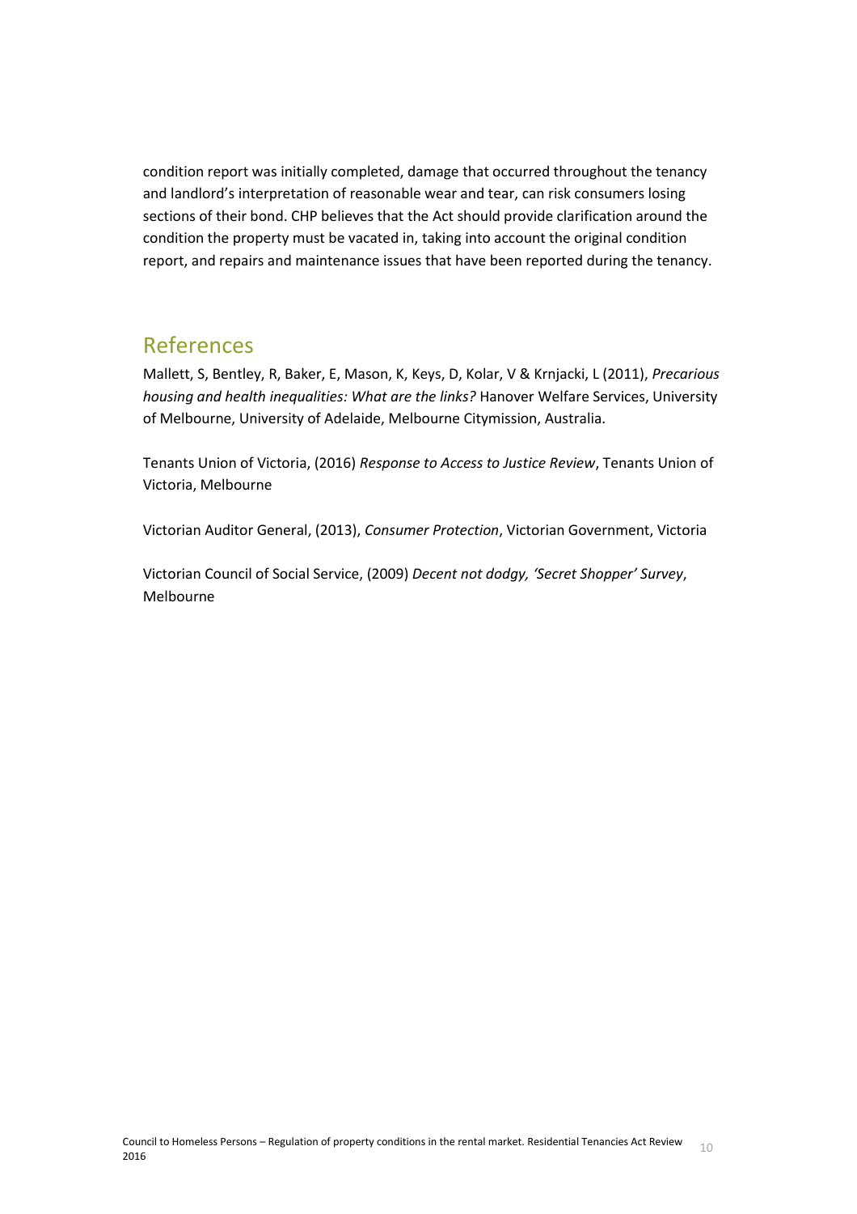condition report was initially completed, damage that occurred throughout the tenancy and landlord's interpretation of reasonable wear and tear, can risk consumers losing sections of their bond. CHP believes that the Act should provide clarification around the condition the property must be vacated in, taking into account the original condition report, and repairs and maintenance issues that have been reported during the tenancy.

## References

Mallett, S, Bentley, R, Baker, E, Mason, K, Keys, D, Kolar, V & Krnjacki, L (2011), *Precarious housing and health inequalities: What are the links?* Hanover Welfare Services, University of Melbourne, University of Adelaide, Melbourne Citymission, Australia.

Tenants Union of Victoria, (2016) *Response to Access to Justice Review*, Tenants Union of Victoria, Melbourne

Victorian Auditor General, (2013), *Consumer Protection*, Victorian Government, Victoria

Victorian Council of Social Service, (2009) *Decent not dodgy, 'Secret Shopper' Survey*, Melbourne